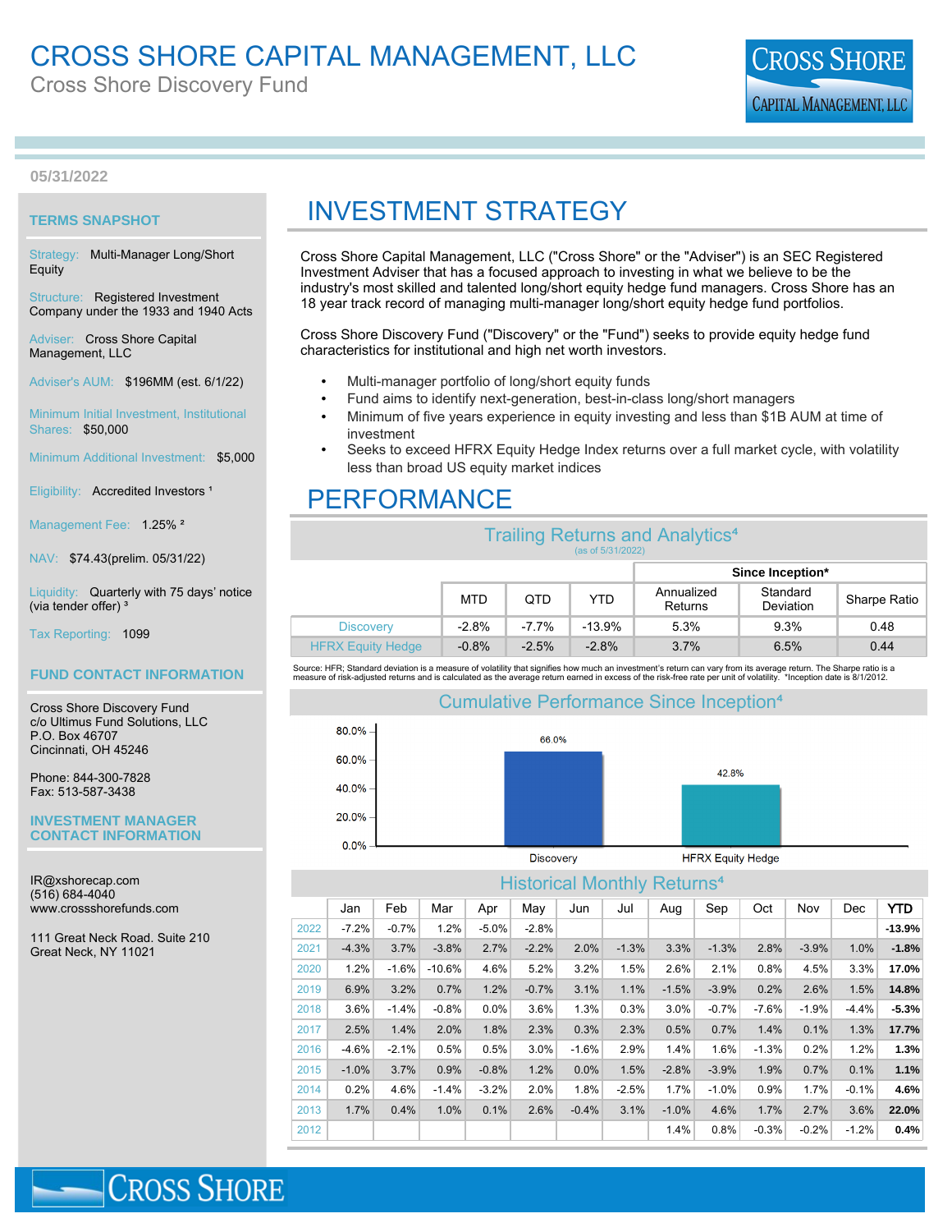# CROSS SHORE CAPITAL MANAGEMENT, LLC

Cross Shore Discovery Fund

05/31/2022

## TERMS SNAPSHOT

Strategy: Multi-Manager Long/Short Equity

Structure: Registered Investment Company under the 1933 and 1940 Acts

Adviser: Cross Shore Capital Management, LLC

Adviser's AUM: $196MM (est. 6/1/22)

Minimum Initial Investment, Institutional Shares: $50,000

Minimum Additional Investment: $5,000

Eligibility: Accredited Investors [1]

Management Fee: 1.25% [2]

NAV: $74.43(prelim. 05/31/22)

Liquidity: Quarterly with 75 days' notice (via tender offer) [3]

Tax Reporting: 1099

## FUND CONTACT INFORMATION

Cross Shore Discovery Fund
c/o Ultimus Fund Solutions, LLC
P.O. Box 46707
Cincinnati, OH 45246

Phone: 844-300-7828
Fax: 513-587-3438

## INVESTMENT MANAGER CONTACT INFORMATION

IR@xshorecap.com
(516) 684-4040
www.crossshorefunds.com

111 Great Neck Road. Suite 210
Great Neck, NY 11021

# INVESTMENT STRATEGY

Cross Shore Capital Management, LLC ("Cross Shore" or the "Adviser") is an SEC Registered Investment Adviser that has a focused approach to investing in what we believe to be the industry's most skilled and talented long/short equity hedge fund managers. Cross Shore has an 18 year track record of managing multi-manager long/short equity hedge fund portfolios.

Cross Shore Discovery Fund ("Discovery" or the "Fund") seeks to provide equity hedge fund characteristics for institutional and high net worth investors.

- Multi-manager portfolio of long/short equity funds
- Fund aims to identify next-generation, best-in-class long/short managers
- Minimum of five years experience in equity investing and less than $1B AUM at time of investment
- Seeks to exceed HFRX Equity Hedge Index returns over a full market cycle, with volatility less than broad US equity market indices

# PERFORMANCE

## Trailing Returns and Analytics[4]

(as of 5/31/2022)

| | MTD | QTD | YTD | Since Inception*: Annualized Returns | Standard Deviation | Sharpe Ratio |
|---|---|---|---|---|---|---|
| Discovery | -2.8% | -7.7% | -13.9% | 5.3% | 9.3% | 0.48 |
| HFRX Equity Hedge | -0.8% | -2.5% | -2.8% | 3.7% | 6.5% | 0.44 |

Source: HFR; Standard deviation is a measure of volatility that signifies how much an investment's return can vary from its average return. The Sharpe ratio is a measure of risk-adjusted returns and is calculated as the average return earned in excess of the risk-free rate per unit of volatility. *Inception date is 8/1/2012.

## Cumulative Performance Since Inception[4]

| | Cumulative Performance |
|---|---|
| Discovery | 66.0% |
| HFRX Equity Hedge | 42.8% |

## Historical Monthly Returns[4]

| | Jan | Feb | Mar | Apr | May | Jun | Jul | Aug | Sep | Oct | Nov | Dec | YTD |
|---|---|---|---|---|---|---|---|---|---|---|---|---|---|
| 2022 | -7.2% | -0.7% | 1.2% | -5.0% | -2.8% | | | | | | | | **-13.9%** |
| 2021 | -4.3% | 3.7% | -3.8% | 2.7% | -2.2% | 2.0% | -1.3% | 3.3% | -1.3% | 2.8% | -3.9% | 1.0% | **-1.8%** |
| 2020 | 1.2% | -1.6% | -10.6% | 4.6% | 5.2% | 3.2% | 1.5% | 2.6% | 2.1% | 0.8% | 4.5% | 3.3% | **17.0%** |
| 2019 | 6.9% | 3.2% | 0.7% | 1.2% | -0.7% | 3.1% | 1.1% | -1.5% | -3.9% | 0.2% | 2.6% | 1.5% | **14.8%** |
| 2018 | 3.6% | -1.4% | -0.8% | 0.0% | 3.6% | 1.3% | 0.3% | 3.0% | -0.7% | -7.6% | -1.9% | -4.4% | **-5.3%** |
| 2017 | 2.5% | 1.4% | 2.0% | 1.8% | 2.3% | 0.3% | 2.3% | 0.5% | 0.7% | 1.4% | 0.1% | 1.3% | **17.7%** |
| 2016 | -4.6% | -2.1% | 0.5% | 0.5% | 3.0% | -1.6% | 2.9% | 1.4% | 1.6% | -1.3% | 0.2% | 1.2% | **1.3%** |
| 2015 | -1.0% | 3.7% | 0.9% | -0.8% | 1.2% | 0.0% | 1.5% | -2.8% | -3.9% | 1.9% | 0.7% | 0.1% | **1.1%** |
| 2014 | 0.2% | 4.6% | -1.4% | -3.2% | 2.0% | 1.8% | -2.5% | 1.7% | -1.0% | 0.9% | 1.7% | -0.1% | **4.6%** |
| 2013 | 1.7% | 0.4% | 1.0% | 0.1% | 2.6% | -0.4% | 3.1% | -1.0% | 4.6% | 1.7% | 2.7% | 3.6% | **22.0%** |
| 2012 | | | | | | | | 1.4% | 0.8% | -0.3% | -0.2% | -1.2% | **0.4%** |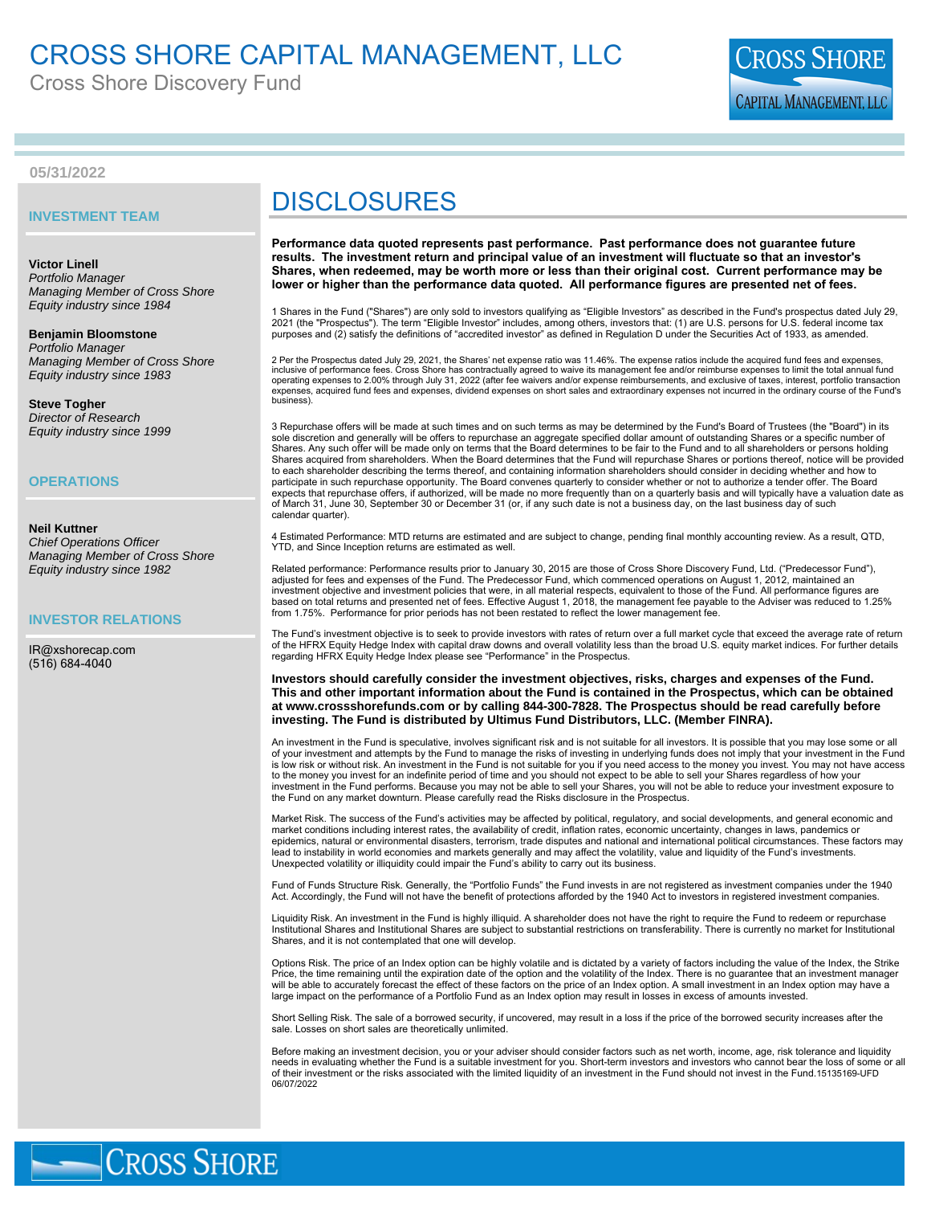# CROSS SHORE CAPITAL MANAGEMENT, LLC

Cross Shore Discovery Fund

05/31/2022

## INVESTMENT TEAM

**Victor Linell**
*Portfolio Manager*
*Managing Member of Cross Shore*
*Equity industry since 1984*

**Benjamin Bloomstone**
*Portfolio Manager*
*Managing Member of Cross Shore*
*Equity industry since 1983*

**Steve Togher**
*Director of Research*
*Equity industry since 1999*

## OPERATIONS

**Neil Kuttner**
*Chief Operations Officer*
*Managing Member of Cross Shore*
*Equity industry since 1982*

## INVESTOR RELATIONS

IR@xshorecap.com
(516) 684-4040

# DISCLOSURES

**Performance data quoted represents past performance. Past performance does not guarantee future results. The investment return and principal value of an investment will fluctuate so that an investor's Shares, when redeemed, may be worth more or less than their original cost. Current performance may be lower or higher than the performance data quoted. All performance figures are presented net of fees.**

1 Shares in the Fund ("Shares") are only sold to investors qualifying as "Eligible Investors" as described in the Fund's prospectus dated July 29, 2021 (the "Prospectus"). The term "Eligible Investor" includes, among others, investors that: (1) are U.S. persons for U.S. federal income tax purposes and (2) satisfy the definitions of "accredited investor" as defined in Regulation D under the Securities Act of 1933, as amended.

2 Per the Prospectus dated July 29, 2021, the Shares' net expense ratio was 11.46%. The expense ratios include the acquired fund fees and expenses, inclusive of performance fees. Cross Shore has contractually agreed to waive its management fee and/or reimburse expenses to limit the total annual fund operating expenses to 2.00% through July 31, 2022 (after fee waivers and/or expense reimbursements, and exclusive of taxes, interest, portfolio transaction expenses, acquired fund fees and expenses, dividend expenses on short sales and extraordinary expenses not incurred in the ordinary course of the Fund's business).

3 Repurchase offers will be made at such times and on such terms as may be determined by the Fund's Board of Trustees (the "Board") in its sole discretion and generally will be offers to repurchase an aggregate specified dollar amount of outstanding Shares or a specific number of Shares. Any such offer will be made only on terms that the Board determines to be fair to the Fund and to all shareholders or persons holding Shares acquired from shareholders. When the Board determines that the Fund will repurchase Shares or portions thereof, notice will be provided to each shareholder describing the terms thereof, and containing information shareholders should consider in deciding whether and how to participate in such repurchase opportunity. The Board convenes quarterly to consider whether or not to authorize a tender offer. The Board expects that repurchase offers, if authorized, will be made no more frequently than on a quarterly basis and will typically have a valuation date as of March 31, June 30, September 30 or December 31 (or, if any such date is not a business day, on the last business day of such calendar quarter).

4 Estimated Performance: MTD returns are estimated and are subject to change, pending final monthly accounting review. As a result, QTD, YTD, and Since Inception returns are estimated as well.

Related performance: Performance results prior to January 30, 2015 are those of Cross Shore Discovery Fund, Ltd. ("Predecessor Fund"), adjusted for fees and expenses of the Fund. The Predecessor Fund, which commenced operations on August 1, 2012, maintained an investment objective and investment policies that were, in all material respects, equivalent to those of the Fund. All performance figures are based on total returns and presented net of fees. Effective August 1, 2018, the management fee payable to the Adviser was reduced to 1.25% from 1.75%. Performance for prior periods has not been restated to reflect the lower management fee.

The Fund's investment objective is to seek to provide investors with rates of return over a full market cycle that exceed the average rate of return of the HFRX Equity Hedge Index with capital draw downs and overall volatility less than the broad U.S. equity market indices. For further details regarding HFRX Equity Hedge Index please see "Performance" in the Prospectus.

**Investors should carefully consider the investment objectives, risks, charges and expenses of the Fund. This and other important information about the Fund is contained in the Prospectus, which can be obtained at www.crossshorefunds.com or by calling 844-300-7828. The Prospectus should be read carefully before investing. The Fund is distributed by Ultimus Fund Distributors, LLC. (Member FINRA).**

An investment in the Fund is speculative, involves significant risk and is not suitable for all investors. It is possible that you may lose some or all of your investment and attempts by the Fund to manage the risks of investing in underlying funds does not imply that your investment in the Fund is low risk or without risk. An investment in the Fund is not suitable for you if you need access to the money you invest. You may not have access to the money you invest for an indefinite period of time and you should not expect to be able to sell your Shares regardless of how your investment in the Fund performs. Because you may not be able to sell your Shares, you will not be able to reduce your investment exposure to the Fund on any market downturn. Please carefully read the Risks disclosure in the Prospectus.

Market Risk. The success of the Fund's activities may be affected by political, regulatory, and social developments, and general economic and market conditions including interest rates, the availability of credit, inflation rates, economic uncertainty, changes in laws, pandemics or epidemics, natural or environmental disasters, terrorism, trade disputes and national and international political circumstances. These factors may lead to instability in world economies and markets generally and may affect the volatility, value and liquidity of the Fund's investments. Unexpected volatility or illiquidity could impair the Fund's ability to carry out its business.

Fund of Funds Structure Risk. Generally, the "Portfolio Funds" the Fund invests in are not registered as investment companies under the 1940 Act. Accordingly, the Fund will not have the benefit of protections afforded by the 1940 Act to investors in registered investment companies.

Liquidity Risk. An investment in the Fund is highly illiquid. A shareholder does not have the right to require the Fund to redeem or repurchase Institutional Shares and Institutional Shares are subject to substantial restrictions on transferability. There is currently no market for Institutional Shares, and it is not contemplated that one will develop.

Options Risk. The price of an Index option can be highly volatile and is dictated by a variety of factors including the value of the Index, the Strike Price, the time remaining until the expiration date of the option and the volatility of the Index. There is no guarantee that an investment manager will be able to accurately forecast the effect of these factors on the price of an Index option. A small investment in an Index option may have a large impact on the performance of a Portfolio Fund as an Index option may result in losses in excess of amounts invested.

Short Selling Risk. The sale of a borrowed security, if uncovered, may result in a loss if the price of the borrowed security increases after the sale. Losses on short sales are theoretically unlimited.

Before making an investment decision, you or your adviser should consider factors such as net worth, income, age, risk tolerance and liquidity needs in evaluating whether the Fund is a suitable investment for you. Short-term investors and investors who cannot bear the loss of some or all of their investment or the risks associated with the limited liquidity of an investment in the Fund should not invest in the Fund.15135169-UFD 06/07/2022